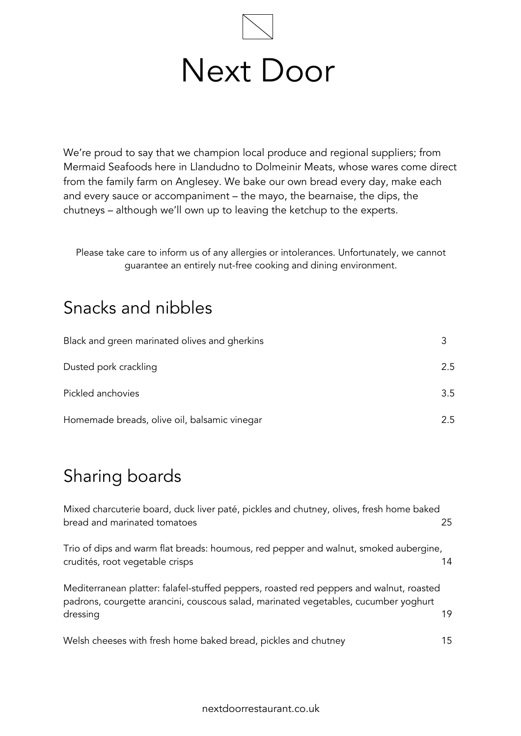# Next Door

We're proud to say that we champion local produce and regional suppliers; from Mermaid Seafoods here in Llandudno to Dolmeinir Meats, whose wares come direct from the family farm on Anglesey. We bake our own bread every day, make each and every sauce or accompaniment – the mayo, the bearnaise, the dips, the chutneys – although we'll own up to leaving the ketchup to the experts.

Please take care to inform us of any allergies or intolerances. Unfortunately, we cannot guarantee an entirely nut-free cooking and dining environment.

## Snacks and nibbles

| | |
|---|---|
| Black and green marinated olives and gherkins | 3 |
| Dusted pork crackling | 2.5 |
| Pickled anchovies | 3.5 |
| Homemade breads, olive oil, balsamic vinegar | 2.5 |

## Sharing boards

| | |
|---|---|
| Mixed charcuterie board, duck liver paté, pickles and chutney, olives, fresh home baked bread and marinated tomatoes | 25 |
| Trio of dips and warm flat breads: houmous, red pepper and walnut, smoked aubergine, crudités, root vegetable crisps | 14 |
| Mediterranean platter: falafel-stuffed peppers, roasted red peppers and walnut, roasted padrons, courgette arancini, couscous salad, marinated vegetables, cucumber yoghurt dressing | 19 |
| Welsh cheeses with fresh home baked bread, pickles and chutney | 15 |

nextdoorrestaurant.co.uk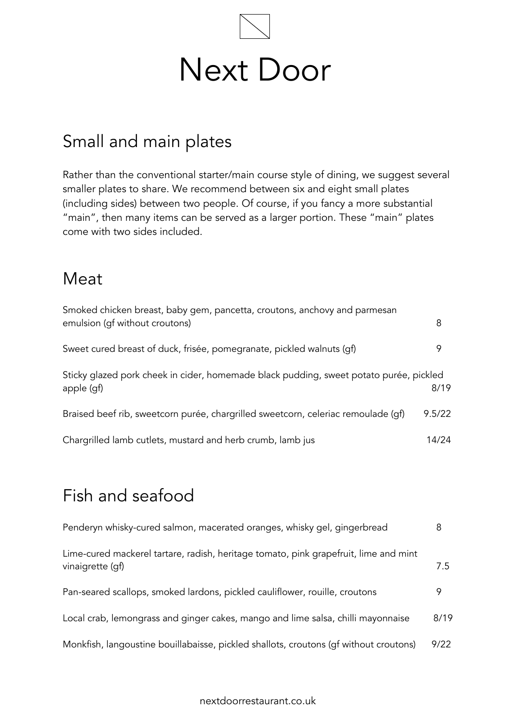# Next Door

## Small and main plates

Rather than the conventional starter/main course style of dining, we suggest several smaller plates to share. We recommend between six and eight small plates (including sides) between two people. Of course, if you fancy a more substantial "main", then many items can be served as a larger portion. These "main" plates come with two sides included.

## Meat

| Dish | Price |
|---|---|
| Smoked chicken breast, baby gem, pancetta, croutons, anchovy and parmesan emulsion (gf without croutons) | 8 |
| Sweet cured breast of duck, frisée, pomegranate, pickled walnuts (gf) | 9 |
| Sticky glazed pork cheek in cider, homemade black pudding, sweet potato purée, pickled apple (gf) | 8/19 |
| Braised beef rib, sweetcorn purée, chargrilled sweetcorn, celeriac remoulade (gf) | 9.5/22 |
| Chargrilled lamb cutlets, mustard and herb crumb, lamb jus | 14/24 |

## Fish and seafood

| Dish | Price |
|---|---|
| Penderyn whisky-cured salmon, macerated oranges, whisky gel, gingerbread | 8 |
| Lime-cured mackerel tartare, radish, heritage tomato, pink grapefruit, lime and mint vinaigrette (gf) | 7.5 |
| Pan-seared scallops, smoked lardons, pickled cauliflower, rouille, croutons | 9 |
| Local crab, lemongrass and ginger cakes, mango and lime salsa, chilli mayonnaise | 8/19 |
| Monkfish, langoustine bouillabaisse, pickled shallots, croutons (gf without croutons) | 9/22 |

nextdoorrestaurant.co.uk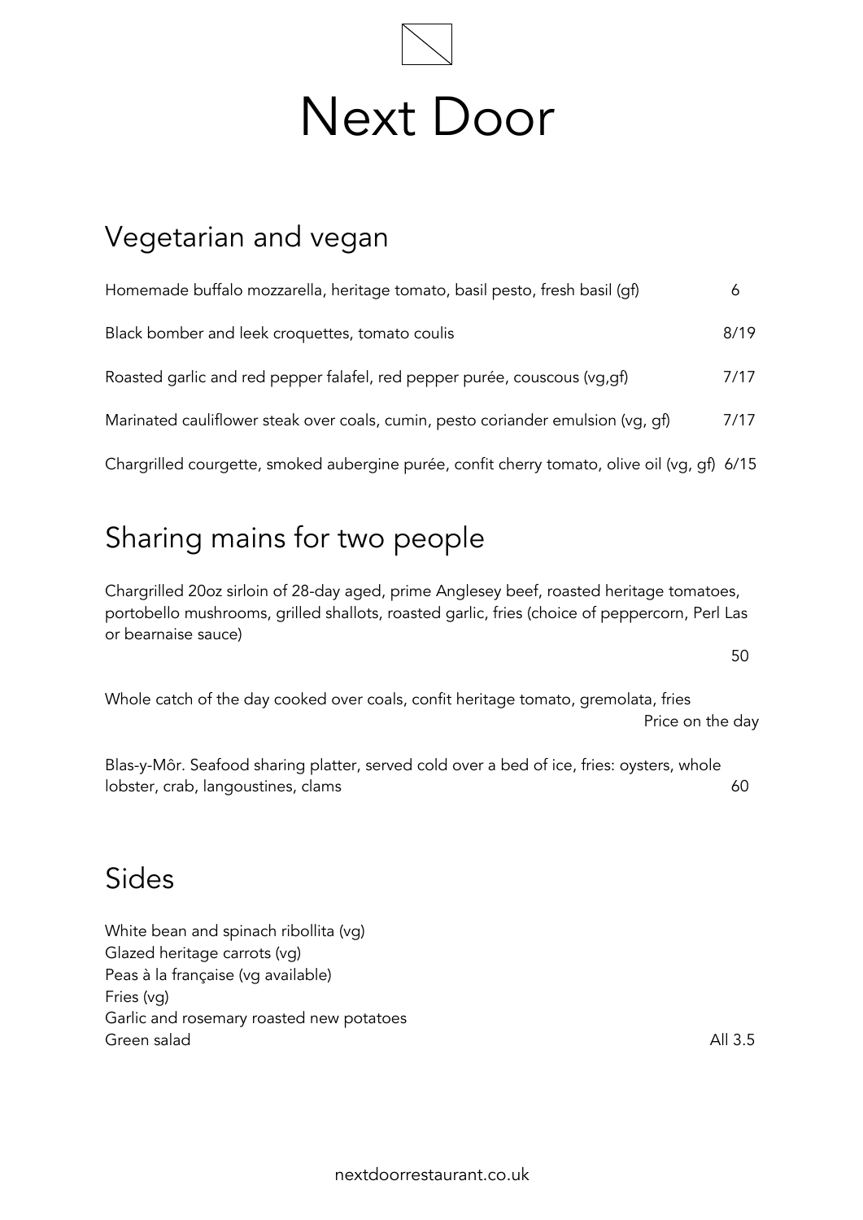# Next Door

## Vegetarian and vegan

| Dish | Price |
| --- | --- |
| Homemade buffalo mozzarella, heritage tomato, basil pesto, fresh basil (gf) | 6 |
| Black bomber and leek croquettes, tomato coulis | 8/19 |
| Roasted garlic and red pepper falafel, red pepper purée, couscous (vg,gf) | 7/17 |
| Marinated cauliflower steak over coals, cumin, pesto coriander emulsion (vg, gf) | 7/17 |
| Chargrilled courgette, smoked aubergine purée, confit cherry tomato, olive oil (vg, gf) | 6/15 |

## Sharing mains for two people

Chargrilled 20oz sirloin of 28-day aged, prime Anglesey beef, roasted heritage tomatoes, portobello mushrooms, grilled shallots, roasted garlic, fries (choice of peppercorn, Perl Las or bearnaise sauce) — 50

Whole catch of the day cooked over coals, confit heritage tomato, gremolata, fries — Price on the day

Blas-y-Môr. Seafood sharing platter, served cold over a bed of ice, fries: oysters, whole lobster, crab, langoustines, clams — 60

## Sides

White bean and spinach ribollita (vg)
Glazed heritage carrots (vg)
Peas à la française (vg available)
Fries (vg)
Garlic and rosemary roasted new potatoes
Green salad

All 3.5

nextdoorrestaurant.co.uk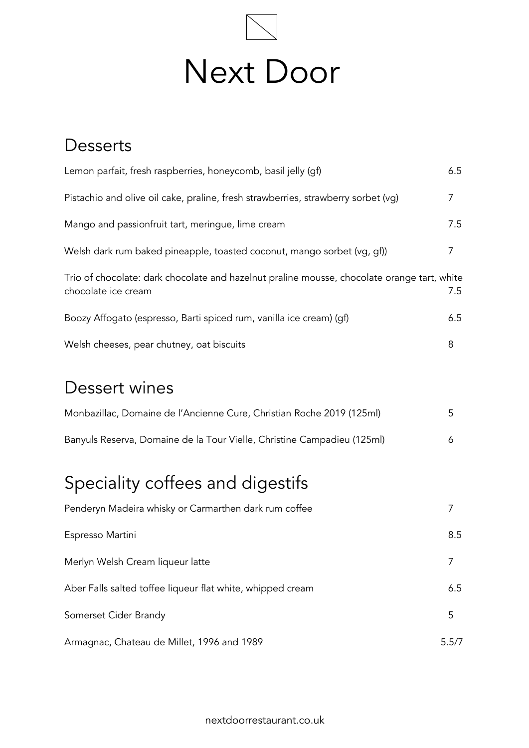# Next Door

## Desserts

| | |
|---|---|
| Lemon parfait, fresh raspberries, honeycomb, basil jelly (gf) | 6.5 |
| Pistachio and olive oil cake, praline, fresh strawberries, strawberry sorbet (vg) | 7 |
| Mango and passionfruit tart, meringue, lime cream | 7.5 |
| Welsh dark rum baked pineapple, toasted coconut, mango sorbet (vg, gf)) | 7 |
| Trio of chocolate: dark chocolate and hazelnut praline mousse, chocolate orange tart, white chocolate ice cream | 7.5 |
| Boozy Affogato (espresso, Barti spiced rum, vanilla ice cream) (gf) | 6.5 |
| Welsh cheeses, pear chutney, oat biscuits | 8 |

## Dessert wines

| | |
|---|---|
| Monbazillac, Domaine de l'Ancienne Cure, Christian Roche 2019 (125ml) | 5 |
| Banyuls Reserva, Domaine de la Tour Vielle, Christine Campadieu (125ml) | 6 |

## Speciality coffees and digestifs

| | |
|---|---|
| Penderyn Madeira whisky or Carmarthen dark rum coffee | 7 |
| Espresso Martini | 8.5 |
| Merlyn Welsh Cream liqueur latte | 7 |
| Aber Falls salted toffee liqueur flat white, whipped cream | 6.5 |
| Somerset Cider Brandy | 5 |
| Armagnac, Chateau de Millet, 1996 and 1989 | 5.5/7 |

nextdoorrestaurant.co.uk